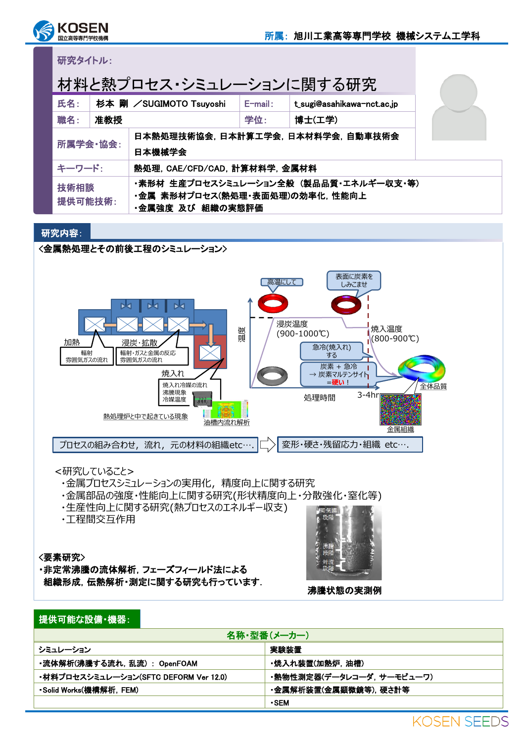所属: 旭川工業高等専門学校 機械システム工学科

研究タイトル:

# 材料と熱プロセス・シミュレーションに関する研究

| | | | |
|---|---|---|---|
| 氏名: | 杉本 剛 ／SUGIMOTO Tsuyoshi | E-mail: | t_sugi@asahikawa-nct.ac.jp |
| 職名: | 准教授 | 学位: | 博士(工学) |
| 所属学会・協会: | 日本熱処理技術協会, 日本計算工学会, 日本材料学会, 自動車技術会<br>日本機械学会 | | |
| キーワード: | 熱処理, CAE/CFD/CAD, 計算材料学, 金属材料 | | |
| 技術相談<br>提供可能技術: | ・素形材 生産プロセスシミュレーション全般 (製品品質・エネルギー収支・等)<br>・金属 素形材プロセス(熱処理・表面処理)の効率化, 性能向上<br>・金属強度 及び 組織の実態評価 | | |

## 研究内容:

<金属熱処理とその前後工程のシミュレーション>

加熱 (輻射 雰囲気ガスの流れ)　浸炭・拡散 (輻射・ガスと金属の反応 雰囲気ガスの流れ)　焼入れ (焼入れ冷媒の流れ 沸騰現象 冷媒温度)

熱処理炉と中で起きている現象　油槽内流れ解析

高温にして　表面に炭素をしみこませ　温度　浸炭温度 (900-1000℃)　焼入温度 (800-900℃)　急冷(焼入れ)する　炭素 + 急冷 → 炭素マルテンサイト = 硬い!　処理時間　3-4hr　全体品質　金属組織

プロセスの組み合わせ, 流れ, 元の材料の組織etc…. ⇒ 変形・硬さ・残留応力・組織 etc….

<研究していること>
- ・金属プロセスシミュレーションの実用化, 精度向上に関する研究
- ・金属部品の強度・性能向上に関する研究(形状精度向上・分散強化・窒化等)
- ・生産性向上に関する研究(熱プロセスのエネルギー収支)
- ・工程間交互作用

<要素研究>
・非定常沸騰の流体解析, フェーズフィールド法による組織形成, 伝熱解析・測定に関する研究も行っています.

蒸気膜段階　沸騰段階　対流段階

沸騰状態の実測例

## 提供可能な設備・機器:

| 名称・型番(メーカー) | |
|---|---|
| シミュレーション | 実験装置 |
| ・流体解析(沸騰する流れ, 乱流) : OpenFOAM | ・焼入れ装置(加熱炉, 油槽) |
| ・材料プロセスシミュレーション(SFTC DEFORM Ver 12.0) | ・熱物性測定器(データレコーダ, サーモビューワ) |
| ・Solid Works(機械解析, FEM) | ・金属解析装置(金属顕微鏡等), 硬さ計等 |
| | ・SEM |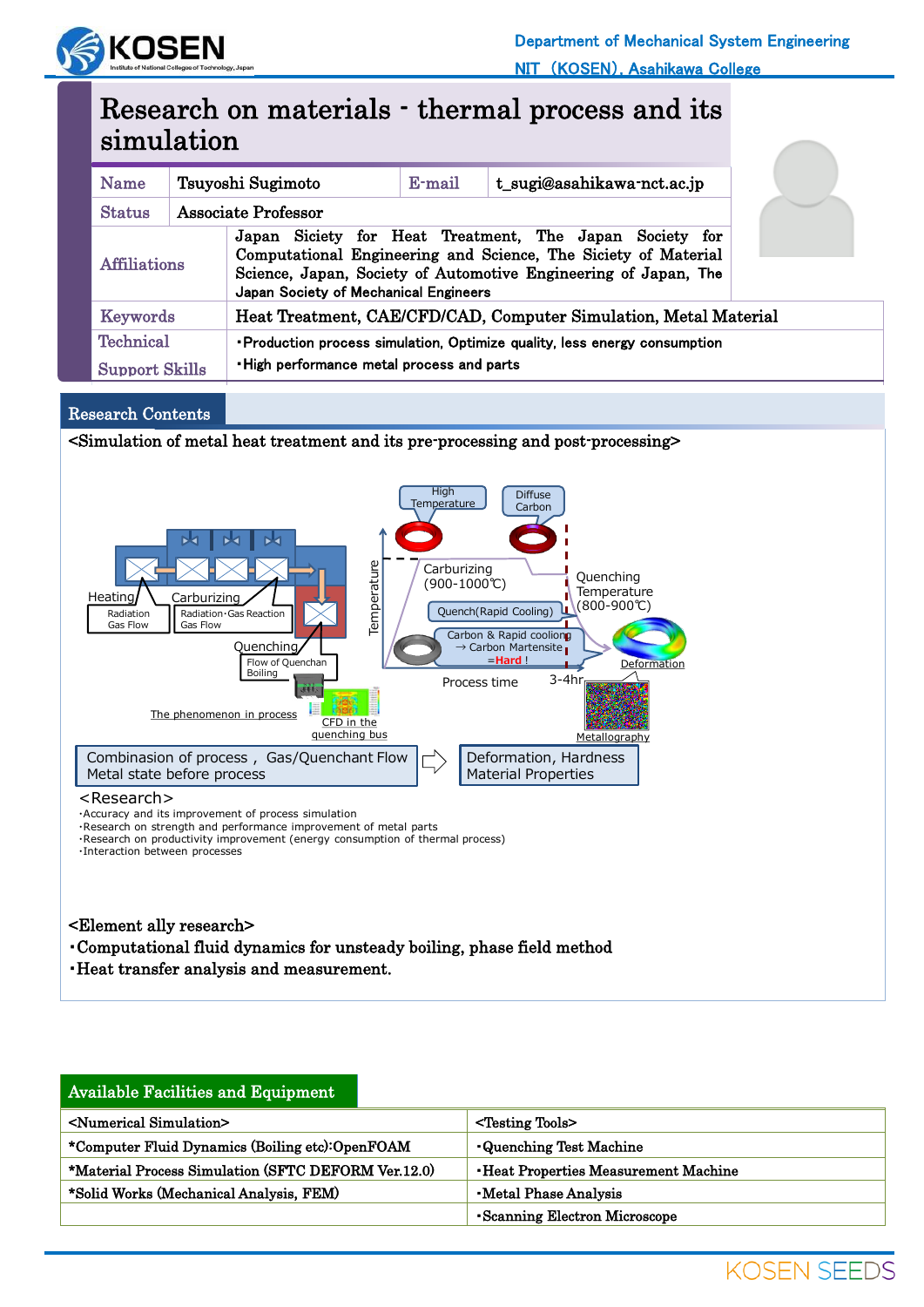Department of Mechanical System Engineering
NIT（KOSEN）, Asahikawa College

# Research on materials - thermal process and its simulation

| | | | |
|---|---|---|---|
| Name | Tsuyoshi Sugimoto | E-mail | t_sugi@asahikawa-nct.ac.jp |
| Status | Associate Professor | | |
| Affiliations | Japan Siciety for Heat Treatment, The Japan Society for Computational Engineering and Science, The Siciety of Material Science, Japan, Society of Automotive Engineering of Japan, The Japan Society of Mechanical Engineers | | |
| Keywords | Heat Treatment, CAE/CFD/CAD, Computer Simulation, Metal Material | | |
| Technical Support Skills | ・Production process simulation, Optimize quality, less energy consumption<br>・High performance metal process and parts | | |

## Research Contents

<Simulation of metal heat treatment and its pre-processing and post-processing>

Heating
Radiation
Gas Flow
Carburizing
Radiation・Gas Reaction
Gas Flow
Quenching
Flow of Quenchan
Boiling
The phenomenon in process
CFD in the quenching bus

High Temperature
Diffuse Carbon
Temperature
Carburizing
(900-1000℃)
Quenching Temperature
(800-900℃)
Quench(Rapid Cooling)
Carbon & Rapid cooling
→ Carbon Martensite
=Hard !
Process time
3-4hr
Deformation
Metallography

Combinasion of process , Gas/Quenchant Flow
Metal state before process

Deformation, Hardness
Material Properties

<Research>
・Accuracy and its improvement of process simulation
・Research on strength and performance improvement of metal parts
・Research on productivity improvement (energy consumption of thermal process)
・Interaction between processes

<Element ally research>
・Computational fluid dynamics for unsteady boiling, phase field method
・Heat transfer analysis and measurement.

## Available Facilities and Equipment

| <Numerical Simulation> | <Testing Tools> |
|---|---|
| *Computer Fluid Dynamics (Boiling etc):OpenFOAM | ・Quenching Test Machine |
| *Material Process Simulation (SFTC DEFORM Ver.12.0) | ・Heat Properties Measurement Machine |
| *Solid Works (Mechanical Analysis, FEM) | ・Metal Phase Analysis |
| | ・Scanning Electron Microscope |